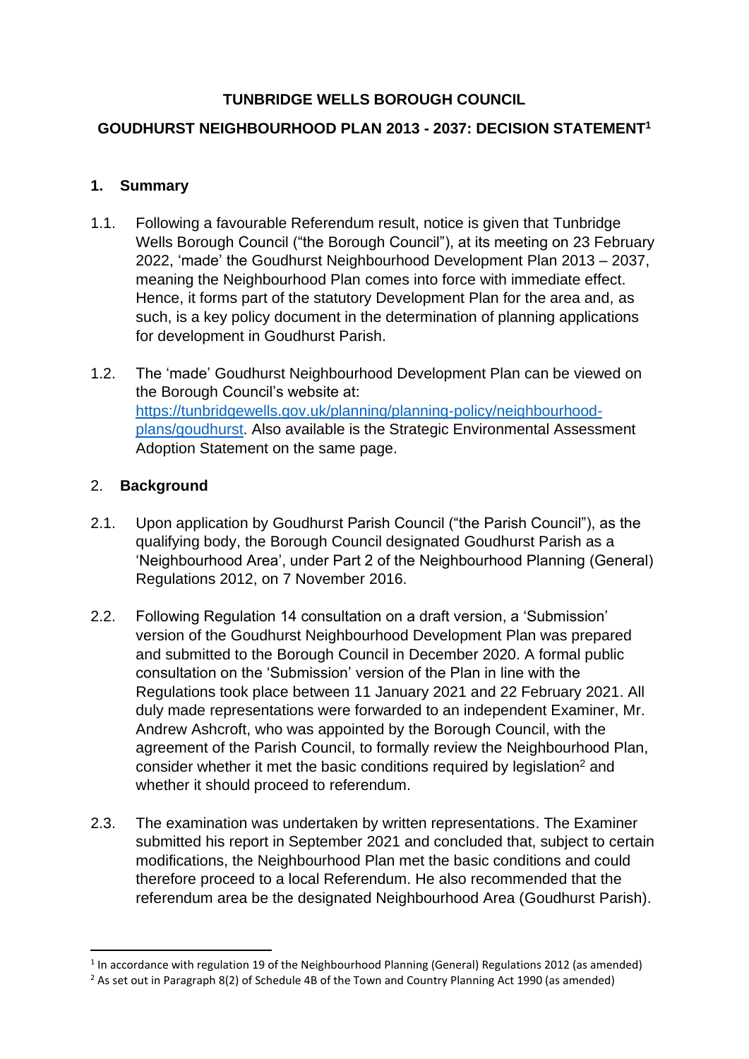**TUNBRIDGE WELLS BOROUGH COUNCIL**

# GOUDHURST NEIGHBOURHOOD PLAN 2013 - 2037: DECISION STATEMENT[1]

## 1. Summary

1.1. Following a favourable Referendum result, notice is given that Tunbridge Wells Borough Council ("the Borough Council"), at its meeting on 23 February 2022, 'made' the Goudhurst Neighbourhood Development Plan 2013 – 2037, meaning the Neighbourhood Plan comes into force with immediate effect. Hence, it forms part of the statutory Development Plan for the area and, as such, is a key policy document in the determination of planning applications for development in Goudhurst Parish.

1.2. The 'made' Goudhurst Neighbourhood Development Plan can be viewed on the Borough Council's website at: [https://tunbridgewells.gov.uk/planning/planning-policy/neighbourhood-plans/goudhurst](https://tunbridgewells.gov.uk/planning/planning-policy/neighbourhood-plans/goudhurst). Also available is the Strategic Environmental Assessment Adoption Statement on the same page.

## 2. Background

2.1. Upon application by Goudhurst Parish Council ("the Parish Council"), as the qualifying body, the Borough Council designated Goudhurst Parish as a 'Neighbourhood Area', under Part 2 of the Neighbourhood Planning (General) Regulations 2012, on 7 November 2016.

2.2. Following Regulation 14 consultation on a draft version, a 'Submission' version of the Goudhurst Neighbourhood Development Plan was prepared and submitted to the Borough Council in December 2020. A formal public consultation on the 'Submission' version of the Plan in line with the Regulations took place between 11 January 2021 and 22 February 2021. All duly made representations were forwarded to an independent Examiner, Mr. Andrew Ashcroft, who was appointed by the Borough Council, with the agreement of the Parish Council, to formally review the Neighbourhood Plan, consider whether it met the basic conditions required by legislation[2] and whether it should proceed to referendum.

2.3. The examination was undertaken by written representations. The Examiner submitted his report in September 2021 and concluded that, subject to certain modifications, the Neighbourhood Plan met the basic conditions and could therefore proceed to a local Referendum. He also recommended that the referendum area be the designated Neighbourhood Area (Goudhurst Parish).

---

[1] In accordance with regulation 19 of the Neighbourhood Planning (General) Regulations 2012 (as amended)

[2] As set out in Paragraph 8(2) of Schedule 4B of the Town and Country Planning Act 1990 (as amended)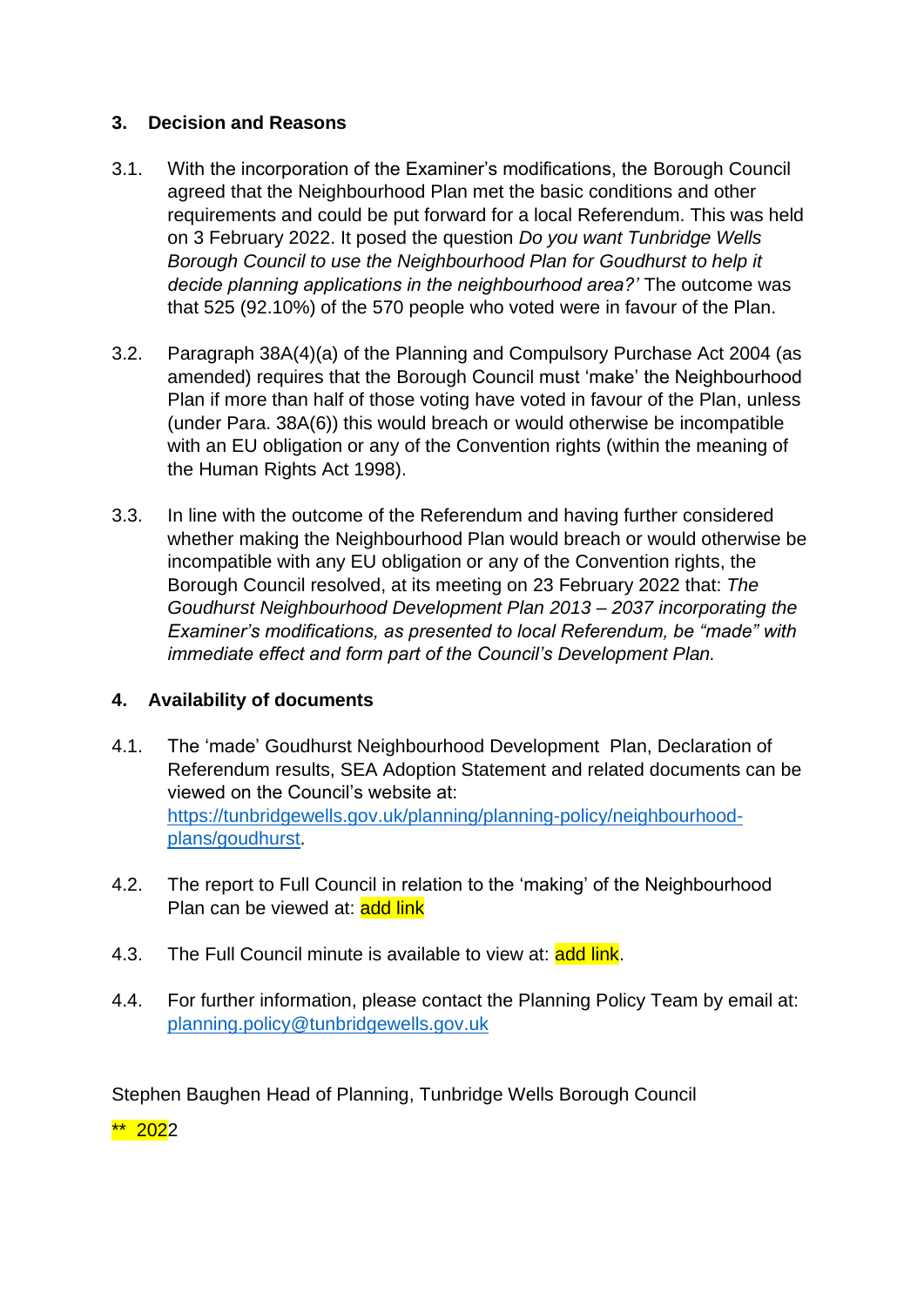## 3. Decision and Reasons

3.1. With the incorporation of the Examiner's modifications, the Borough Council agreed that the Neighbourhood Plan met the basic conditions and other requirements and could be put forward for a local Referendum. This was held on 3 February 2022. It posed the question *Do you want Tunbridge Wells Borough Council to use the Neighbourhood Plan for Goudhurst to help it decide planning applications in the neighbourhood area?'* The outcome was that 525 (92.10%) of the 570 people who voted were in favour of the Plan.

3.2. Paragraph 38A(4)(a) of the Planning and Compulsory Purchase Act 2004 (as amended) requires that the Borough Council must 'make' the Neighbourhood Plan if more than half of those voting have voted in favour of the Plan, unless (under Para. 38A(6)) this would breach or would otherwise be incompatible with an EU obligation or any of the Convention rights (within the meaning of the Human Rights Act 1998).

3.3. In line with the outcome of the Referendum and having further considered whether making the Neighbourhood Plan would breach or would otherwise be incompatible with any EU obligation or any of the Convention rights, the Borough Council resolved, at its meeting on 23 February 2022 that: *The Goudhurst Neighbourhood Development Plan 2013 – 2037 incorporating the Examiner's modifications, as presented to local Referendum, be "made" with immediate effect and form part of the Council's Development Plan.*

## 4. Availability of documents

4.1. The 'made' Goudhurst Neighbourhood Development Plan, Declaration of Referendum results, SEA Adoption Statement and related documents can be viewed on the Council's website at: https://tunbridgewells.gov.uk/planning/planning-policy/neighbourhood-plans/goudhurst.

4.2. The report to Full Council in relation to the 'making' of the Neighbourhood Plan can be viewed at: add link

4.3. The Full Council minute is available to view at: add link.

4.4. For further information, please contact the Planning Policy Team by email at: planning.policy@tunbridgewells.gov.uk

Stephen Baughen Head of Planning, Tunbridge Wells Borough Council

** 2022